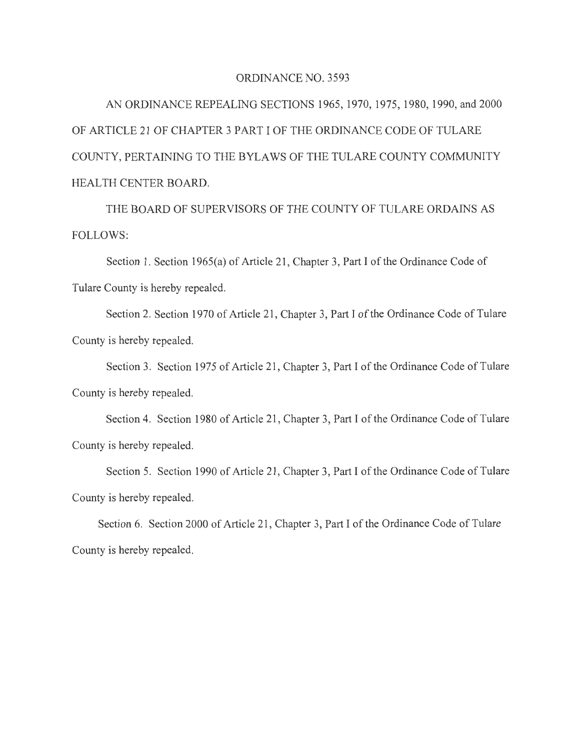# ORDINANCE NO. 3593

AN ORDINANCE REPEALING SECTIONS 1965, 1970, 1975, 1980, 1990, and 2000 OF ARTICLE 21 OF CHAPTER 3 PART I OF THE ORDINANCE CODE OF TULARE COUNTY, PERTAINING TO THE BYLAWS OF THE TULARE COUNTY COMMUNITY HEALTH CENTER BOARD.

THE BOARD OF SUPERVISORS OF THE COUNTY OF TULARE ORDAINS AS FOLLOWS:

Section 1. Section 1965(a) of Article 21, Chapter 3, Part I of the Ordinance Code of Tulare County is hereby repealed.

Section 2. Section 1970 of Article 21, Chapter 3, Part I of the Ordinance Code of Tulare County is hereby repealed.

Section 3. Section 1975 of Article 21, Chapter 3, Part I of the Ordinance Code of Tulare County is hereby repealed.

Section 4. Section 1980 of Article 21, Chapter 3, Part I of the Ordinance Code of Tulare County is hereby repealed.

Section 5. Section 1990 of Article 21, Chapter 3, Part I of the Ordinance Code of Tulare County is hereby repealed.

Section 6. Section 2000 of Article 21, Chapter 3, Part I of the Ordinance Code of Tulare County is hereby repealed.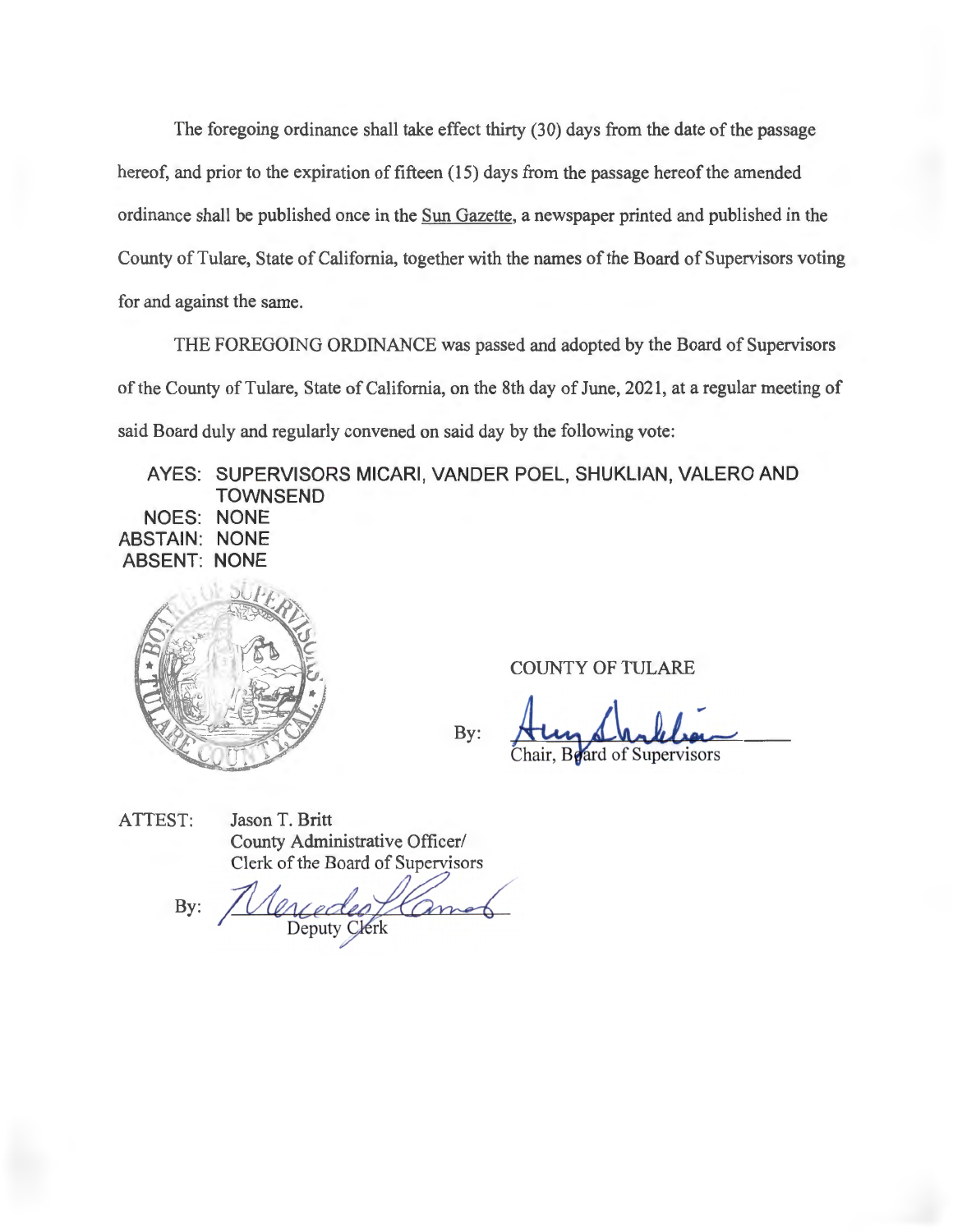The foregoing ordinance shall take effect thirty (30) days from the date of the passage hereof, and prior to the expiration of fifteen (15) days from the passage hereof the amended ordinance shall be published once in the Sun Gazette, a newspaper printed and published in the County of Tulare, State of California, together with the names of the Board of Supervisors voting for and against the same.

THE FOREGOING ORDINANCE was passed and adopted by the Board of Supervisors of the County of Tulare, State of California, on the 8th day of June, 2021, at a regular meeting of said Board duly and regularly convened on said day by the following vote:

AYES: SUPERVISORS MICARI, VANDER POEL, SHUKLIAN, VALERO AND TOWNSEND
NOES: NONE
ABSTAIN: NONE
ABSENT: NONE

COUNTY OF TULARE

By: ______________________
Chair, Board of Supervisors

ATTEST: Jason T. Britt
County Administrative Officer/
Clerk of the Board of Supervisors

By: ______________________
Deputy Clerk